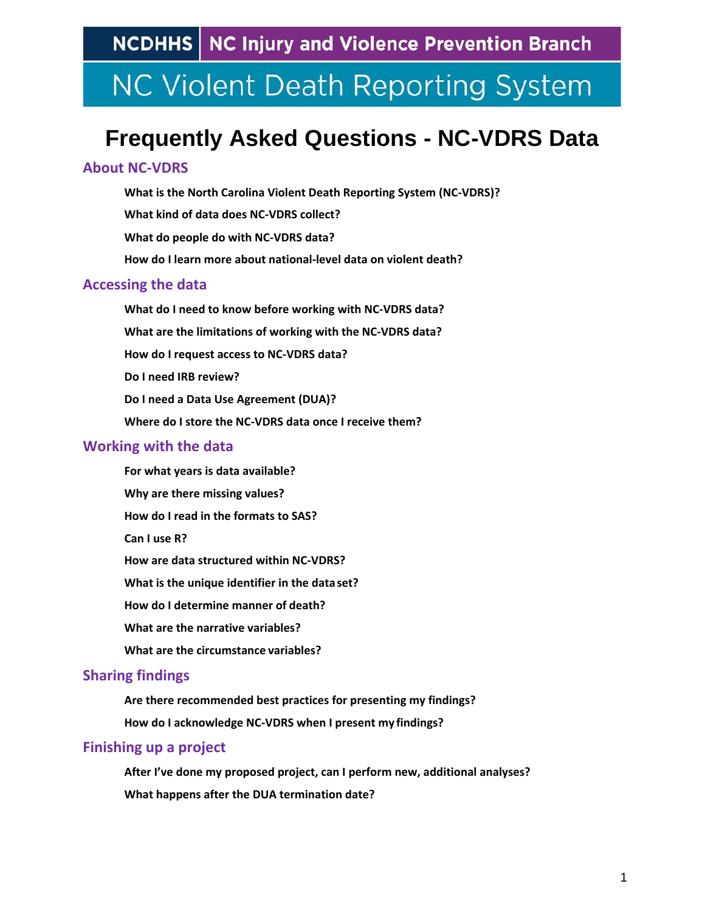NCDHHS | NC Injury and Violence Prevention Branch

NC Violent Death Reporting System

# Frequently Asked Questions - NC-VDRS Data

## About NC-VDRS

**What is the North Carolina Violent Death Reporting System (NC-VDRS)?**

**What kind of data does NC-VDRS collect?**

**What do people do with NC-VDRS data?**

**How do I learn more about national-level data on violent death?**

## Accessing the data

**What do I need to know before working with NC-VDRS data?**

**What are the limitations of working with the NC-VDRS data?**

**How do I request access to NC-VDRS data?**

**Do I need IRB review?**

**Do I need a Data Use Agreement (DUA)?**

**Where do I store the NC-VDRS data once I receive them?**

## Working with the data

**For what years is data available?**

**Why are there missing values?**

**How do I read in the formats to SAS?**

**Can I use R?**

**How are data structured within NC-VDRS?**

**What is the unique identifier in the data set?**

**How do I determine manner of death?**

**What are the narrative variables?**

**What are the circumstance variables?**

## Sharing findings

**Are there recommended best practices for presenting my findings?**

**How do I acknowledge NC-VDRS when I present my findings?**

## Finishing up a project

**After I've done my proposed project, can I perform new, additional analyses?**

**What happens after the DUA termination date?**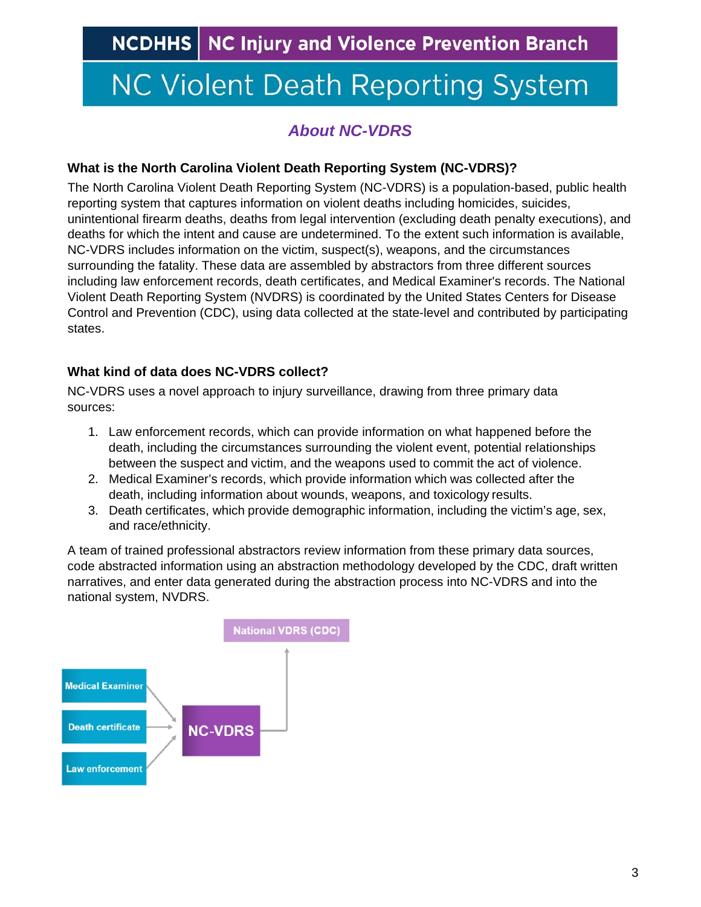# NCDHHS | NC Injury and Violence Prevention Branch

# NC Violent Death Reporting System

## *About NC-VDRS*

### What is the North Carolina Violent Death Reporting System (NC-VDRS)?

The North Carolina Violent Death Reporting System (NC-VDRS) is a population-based, public health reporting system that captures information on violent deaths including homicides, suicides, unintentional firearm deaths, deaths from legal intervention (excluding death penalty executions), and deaths for which the intent and cause are undetermined. To the extent such information is available, NC-VDRS includes information on the victim, suspect(s), weapons, and the circumstances surrounding the fatality. These data are assembled by abstractors from three different sources including law enforcement records, death certificates, and Medical Examiner's records. The National Violent Death Reporting System (NVDRS) is coordinated by the United States Centers for Disease Control and Prevention (CDC), using data collected at the state-level and contributed by participating states.

### What kind of data does NC-VDRS collect?

NC-VDRS uses a novel approach to injury surveillance, drawing from three primary data sources:

1. Law enforcement records, which can provide information on what happened before the death, including the circumstances surrounding the violent event, potential relationships between the suspect and victim, and the weapons used to commit the act of violence.
2. Medical Examiner's records, which provide information which was collected after the death, including information about wounds, weapons, and toxicology results.
3. Death certificates, which provide demographic information, including the victim's age, sex, and race/ethnicity.

A team of trained professional abstractors review information from these primary data sources, code abstracted information using an abstraction methodology developed by the CDC, draft written narratives, and enter data generated during the abstraction process into NC-VDRS and into the national system, NVDRS.

Medical Examiner → NC-VDRS
Death certificate → NC-VDRS
Law enforcement → NC-VDRS
NC-VDRS → National VDRS (CDC)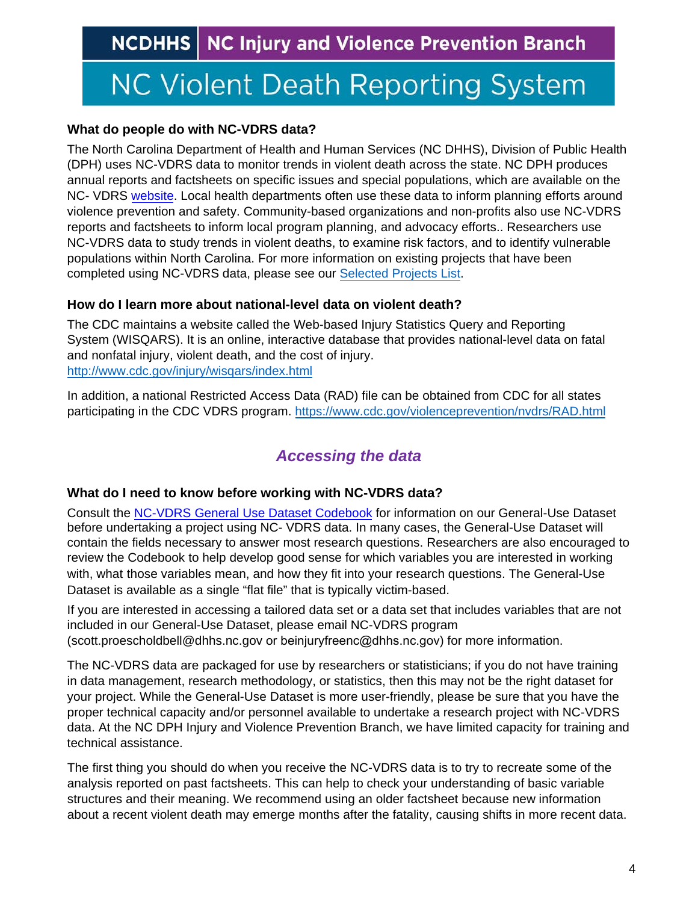## What do people do with NC-VDRS data?

The North Carolina Department of Health and Human Services (NC DHHS), Division of Public Health (DPH) uses NC-VDRS data to monitor trends in violent death across the state. NC DPH produces annual reports and factsheets on specific issues and special populations, which are available on the NC- VDRS website. Local health departments often use these data to inform planning efforts around violence prevention and safety. Community-based organizations and non-profits also use NC-VDRS reports and factsheets to inform local program planning, and advocacy efforts.. Researchers use NC-VDRS data to study trends in violent deaths, to examine risk factors, and to identify vulnerable populations within North Carolina. For more information on existing projects that have been completed using NC-VDRS data, please see our Selected Projects List.

## How do I learn more about national-level data on violent death?

The CDC maintains a website called the Web-based Injury Statistics Query and Reporting System (WISQARS). It is an online, interactive database that provides national-level data on fatal and nonfatal injury, violent death, and the cost of injury.
http://www.cdc.gov/injury/wisqars/index.html

In addition, a national Restricted Access Data (RAD) file can be obtained from CDC for all states participating in the CDC VDRS program. https://www.cdc.gov/violenceprevention/nvdrs/RAD.html

# *Accessing the data*

## What do I need to know before working with NC-VDRS data?

Consult the NC-VDRS General Use Dataset Codebook for information on our General-Use Dataset before undertaking a project using NC- VDRS data. In many cases, the General-Use Dataset will contain the fields necessary to answer most research questions. Researchers are also encouraged to review the Codebook to help develop good sense for which variables you are interested in working with, what those variables mean, and how they fit into your research questions. The General-Use Dataset is available as a single "flat file" that is typically victim-based.

If you are interested in accessing a tailored data set or a data set that includes variables that are not included in our General-Use Dataset, please email NC-VDRS program (scott.proescholdbell@dhhs.nc.gov or beinjuryfreenc@dhhs.nc.gov) for more information.

The NC-VDRS data are packaged for use by researchers or statisticians; if you do not have training in data management, research methodology, or statistics, then this may not be the right dataset for your project. While the General-Use Dataset is more user-friendly, please be sure that you have the proper technical capacity and/or personnel available to undertake a research project with NC-VDRS data. At the NC DPH Injury and Violence Prevention Branch, we have limited capacity for training and technical assistance.

The first thing you should do when you receive the NC-VDRS data is to try to recreate some of the analysis reported on past factsheets. This can help to check your understanding of basic variable structures and their meaning. We recommend using an older factsheet because new information about a recent violent death may emerge months after the fatality, causing shifts in more recent data.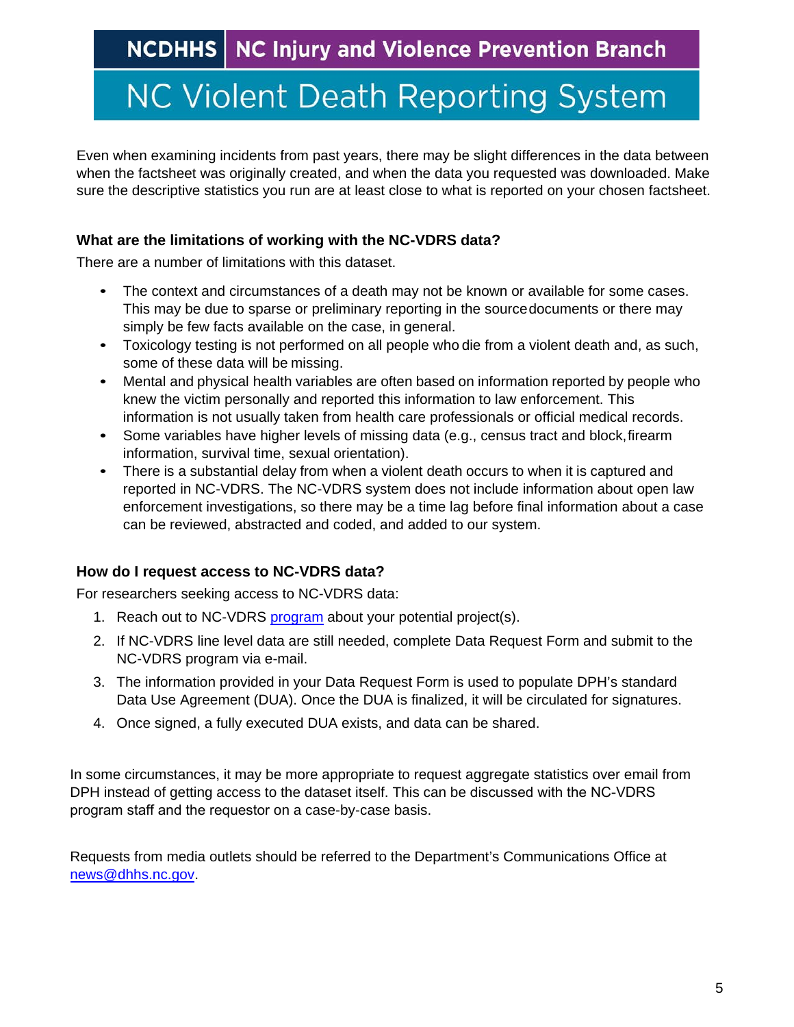Even when examining incidents from past years, there may be slight differences in the data between when the factsheet was originally created, and when the data you requested was downloaded. Make sure the descriptive statistics you run are at least close to what is reported on your chosen factsheet.

### What are the limitations of working with the NC-VDRS data?

There are a number of limitations with this dataset.

- The context and circumstances of a death may not be known or available for some cases. This may be due to sparse or preliminary reporting in the source documents or there may simply be few facts available on the case, in general.
- Toxicology testing is not performed on all people who die from a violent death and, as such, some of these data will be missing.
- Mental and physical health variables are often based on information reported by people who knew the victim personally and reported this information to law enforcement. This information is not usually taken from health care professionals or official medical records.
- Some variables have higher levels of missing data (e.g., census tract and block, firearm information, survival time, sexual orientation).
- There is a substantial delay from when a violent death occurs to when it is captured and reported in NC-VDRS. The NC-VDRS system does not include information about open law enforcement investigations, so there may be a time lag before final information about a case can be reviewed, abstracted and coded, and added to our system.

### How do I request access to NC-VDRS data?

For researchers seeking access to NC-VDRS data:

1. Reach out to NC-VDRS program about your potential project(s).
2. If NC-VDRS line level data are still needed, complete Data Request Form and submit to the NC-VDRS program via e-mail.
3. The information provided in your Data Request Form is used to populate DPH's standard Data Use Agreement (DUA). Once the DUA is finalized, it will be circulated for signatures.
4. Once signed, a fully executed DUA exists, and data can be shared.

In some circumstances, it may be more appropriate to request aggregate statistics over email from DPH instead of getting access to the dataset itself. This can be discussed with the NC-VDRS program staff and the requestor on a case-by-case basis.

Requests from media outlets should be referred to the Department's Communications Office at news@dhhs.nc.gov.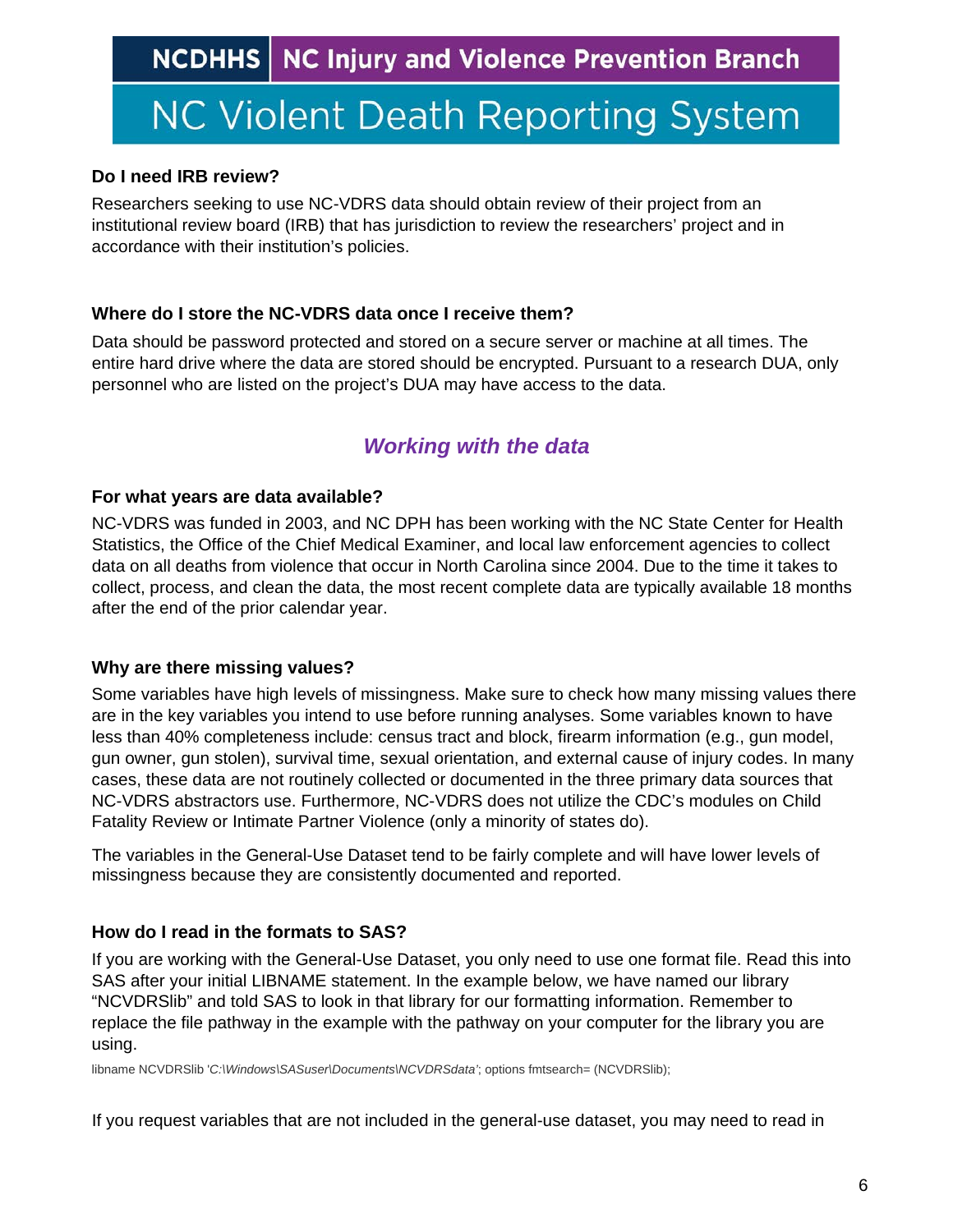### Do I need IRB review?

Researchers seeking to use NC-VDRS data should obtain review of their project from an institutional review board (IRB) that has jurisdiction to review the researchers' project and in accordance with their institution's policies.

### Where do I store the NC-VDRS data once I receive them?

Data should be password protected and stored on a secure server or machine at all times. The entire hard drive where the data are stored should be encrypted. Pursuant to a research DUA, only personnel who are listed on the project's DUA may have access to the data.

## *Working with the data*

### For what years are data available?

NC-VDRS was funded in 2003, and NC DPH has been working with the NC State Center for Health Statistics, the Office of the Chief Medical Examiner, and local law enforcement agencies to collect data on all deaths from violence that occur in North Carolina since 2004. Due to the time it takes to collect, process, and clean the data, the most recent complete data are typically available 18 months after the end of the prior calendar year.

### Why are there missing values?

Some variables have high levels of missingness. Make sure to check how many missing values there are in the key variables you intend to use before running analyses. Some variables known to have less than 40% completeness include: census tract and block, firearm information (e.g., gun model, gun owner, gun stolen), survival time, sexual orientation, and external cause of injury codes. In many cases, these data are not routinely collected or documented in the three primary data sources that NC-VDRS abstractors use. Furthermore, NC-VDRS does not utilize the CDC's modules on Child Fatality Review or Intimate Partner Violence (only a minority of states do).

The variables in the General-Use Dataset tend to be fairly complete and will have lower levels of missingness because they are consistently documented and reported.

### How do I read in the formats to SAS?

If you are working with the General-Use Dataset, you only need to use one format file. Read this into SAS after your initial LIBNAME statement. In the example below, we have named our library "NCVDRSlib" and told SAS to look in that library for our formatting information. Remember to replace the file pathway in the example with the pathway on your computer for the library you are using.

```
libname NCVDRSlib 'C:\Windows\SASuser\Documents\NCVDRSdata'; options fmtsearch= (NCVDRSlib);
```

If you request variables that are not included in the general-use dataset, you may need to read in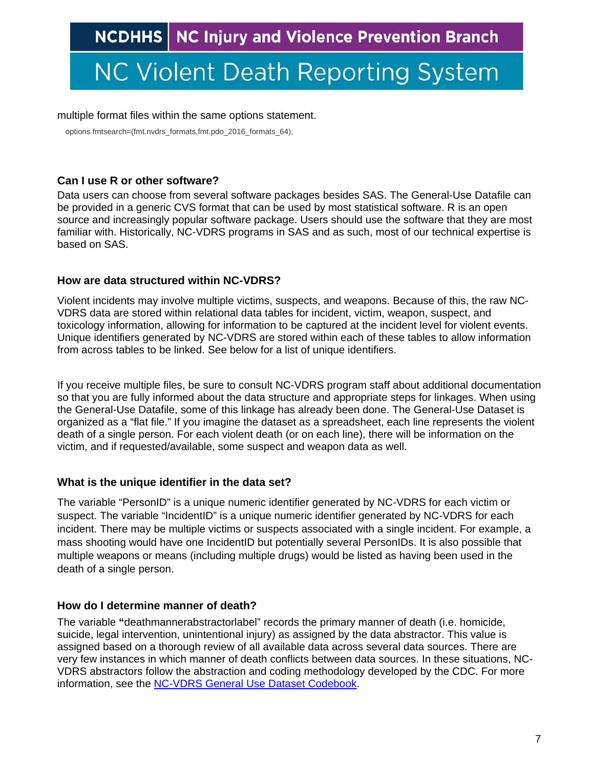multiple format files within the same options statement.

```
options fmtsearch=(fmt.nvdrs_formats,fmt.pdo_2016_formats_64);
```

### Can I use R or other software?

Data users can choose from several software packages besides SAS. The General-Use Datafile can be provided in a generic CVS format that can be used by most statistical software. R is an open source and increasingly popular software package. Users should use the software that they are most familiar with. Historically, NC-VDRS programs in SAS and as such, most of our technical expertise is based on SAS.

### How are data structured within NC-VDRS?

Violent incidents may involve multiple victims, suspects, and weapons. Because of this, the raw NC-VDRS data are stored within relational data tables for incident, victim, weapon, suspect, and toxicology information, allowing for information to be captured at the incident level for violent events. Unique identifiers generated by NC-VDRS are stored within each of these tables to allow information from across tables to be linked. See below for a list of unique identifiers.

If you receive multiple files, be sure to consult NC-VDRS program staff about additional documentation so that you are fully informed about the data structure and appropriate steps for linkages. When using the General-Use Datafile, some of this linkage has already been done. The General-Use Dataset is organized as a "flat file." If you imagine the dataset as a spreadsheet, each line represents the violent death of a single person. For each violent death (or on each line), there will be information on the victim, and if requested/available, some suspect and weapon data as well.

### What is the unique identifier in the data set?

The variable "PersonID" is a unique numeric identifier generated by NC-VDRS for each victim or suspect. The variable "IncidentID" is a unique numeric identifier generated by NC-VDRS for each incident. There may be multiple victims or suspects associated with a single incident. For example, a mass shooting would have one IncidentID but potentially several PersonIDs. It is also possible that multiple weapons or means (including multiple drugs) would be listed as having been used in the death of a single person.

### How do I determine manner of death?

The variable **"**deathmannerabstractorlabel" records the primary manner of death (i.e. homicide, suicide, legal intervention, unintentional injury) as assigned by the data abstractor. This value is assigned based on a thorough review of all available data across several data sources. There are very few instances in which manner of death conflicts between data sources. In these situations, NC-VDRS abstractors follow the abstraction and coding methodology developed by the CDC. For more information, see the NC-VDRS General Use Dataset Codebook.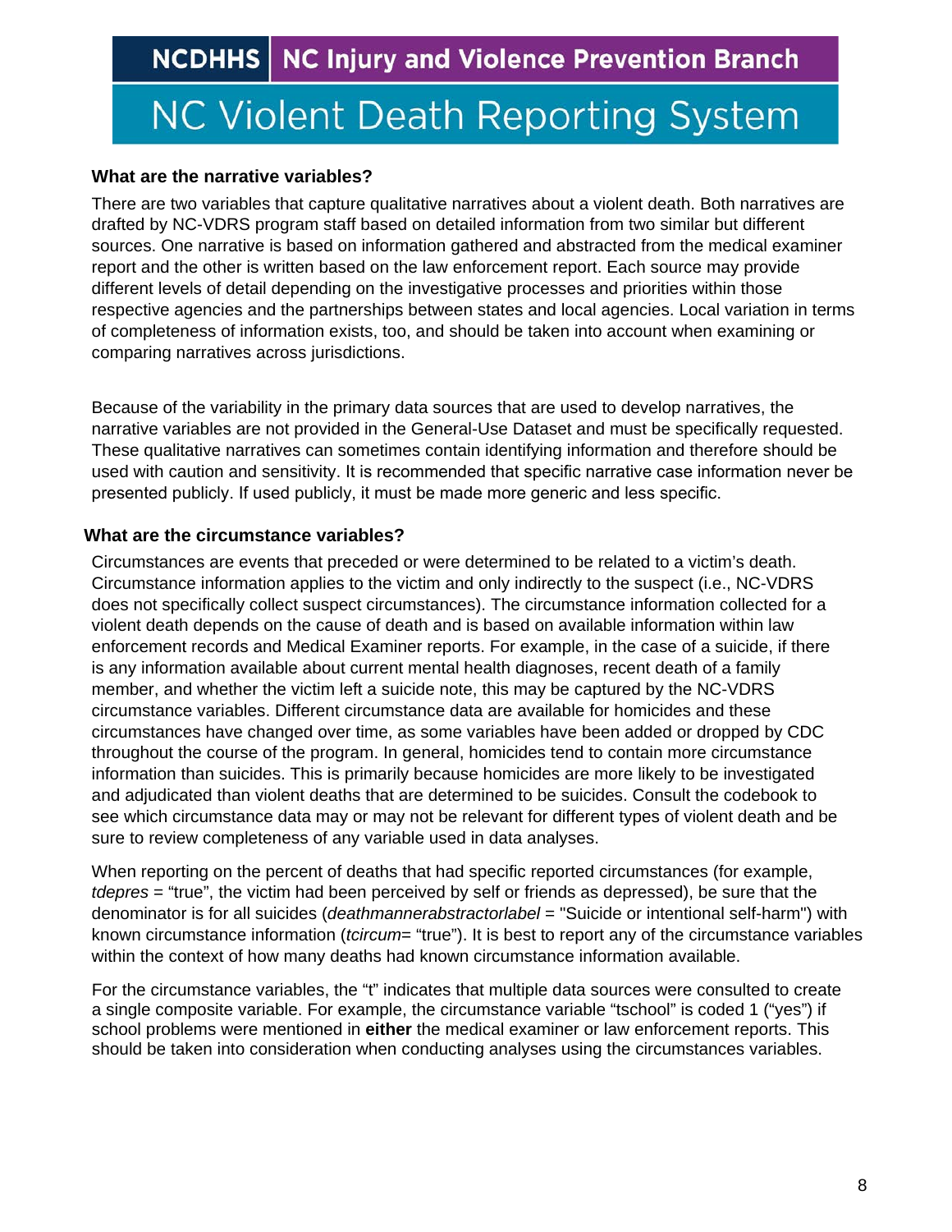## What are the narrative variables?

There are two variables that capture qualitative narratives about a violent death. Both narratives are drafted by NC-VDRS program staff based on detailed information from two similar but different sources. One narrative is based on information gathered and abstracted from the medical examiner report and the other is written based on the law enforcement report. Each source may provide different levels of detail depending on the investigative processes and priorities within those respective agencies and the partnerships between states and local agencies. Local variation in terms of completeness of information exists, too, and should be taken into account when examining or comparing narratives across jurisdictions.

Because of the variability in the primary data sources that are used to develop narratives, the narrative variables are not provided in the General-Use Dataset and must be specifically requested. These qualitative narratives can sometimes contain identifying information and therefore should be used with caution and sensitivity. It is recommended that specific narrative case information never be presented publicly. If used publicly, it must be made more generic and less specific.

## What are the circumstance variables?

Circumstances are events that preceded or were determined to be related to a victim's death. Circumstance information applies to the victim and only indirectly to the suspect (i.e., NC-VDRS does not specifically collect suspect circumstances). The circumstance information collected for a violent death depends on the cause of death and is based on available information within law enforcement records and Medical Examiner reports. For example, in the case of a suicide, if there is any information available about current mental health diagnoses, recent death of a family member, and whether the victim left a suicide note, this may be captured by the NC-VDRS circumstance variables. Different circumstance data are available for homicides and these circumstances have changed over time, as some variables have been added or dropped by CDC throughout the course of the program. In general, homicides tend to contain more circumstance information than suicides. This is primarily because homicides are more likely to be investigated and adjudicated than violent deaths that are determined to be suicides. Consult the codebook to see which circumstance data may or may not be relevant for different types of violent death and be sure to review completeness of any variable used in data analyses.

When reporting on the percent of deaths that had specific reported circumstances (for example, *tdepres* = "true", the victim had been perceived by self or friends as depressed), be sure that the denominator is for all suicides (*deathmannerabstractorlabel* = "Suicide or intentional self-harm") with known circumstance information (*tcircum*= "true"). It is best to report any of the circumstance variables within the context of how many deaths had known circumstance information available.

For the circumstance variables, the "t" indicates that multiple data sources were consulted to create a single composite variable. For example, the circumstance variable "tschool" is coded 1 ("yes") if school problems were mentioned in **either** the medical examiner or law enforcement reports. This should be taken into consideration when conducting analyses using the circumstances variables.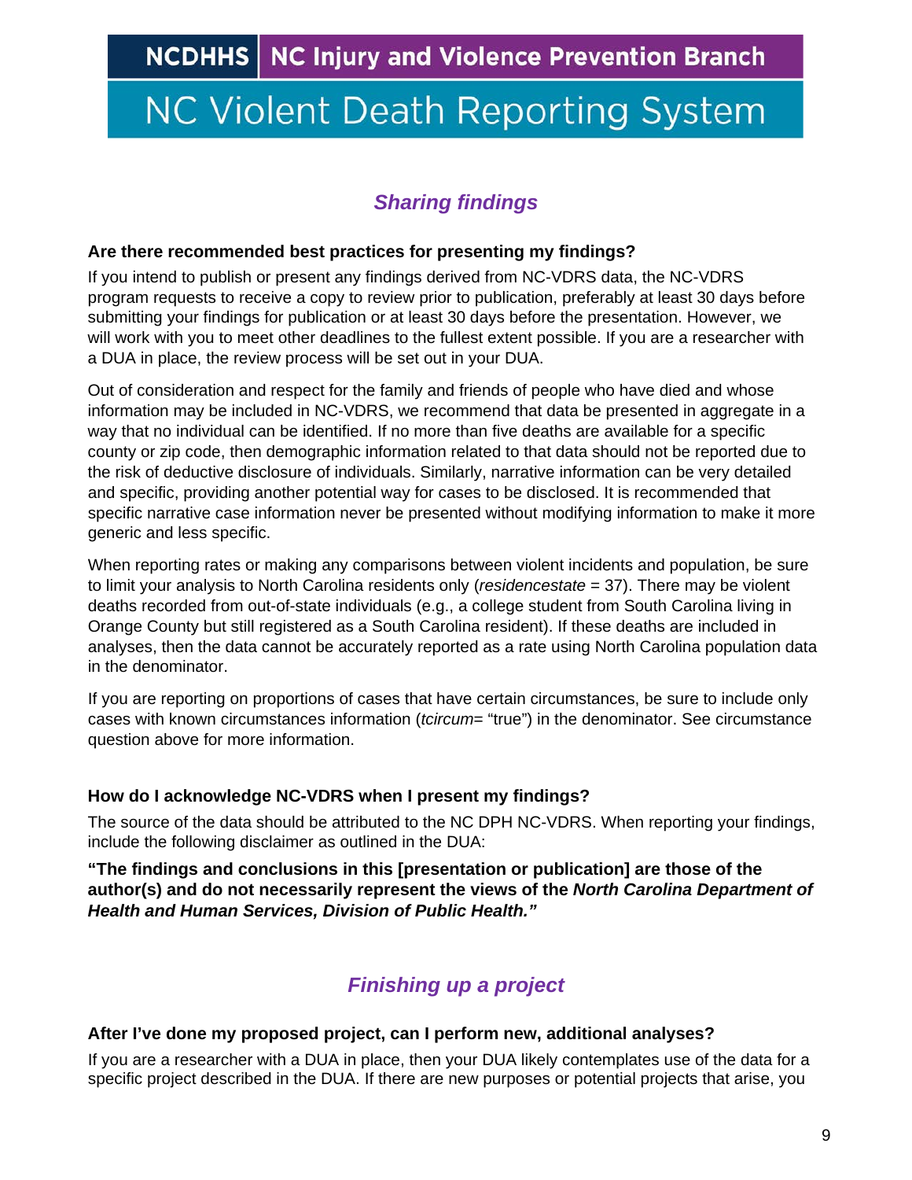## *Sharing findings*

### Are there recommended best practices for presenting my findings?

If you intend to publish or present any findings derived from NC-VDRS data, the NC-VDRS program requests to receive a copy to review prior to publication, preferably at least 30 days before submitting your findings for publication or at least 30 days before the presentation. However, we will work with you to meet other deadlines to the fullest extent possible. If you are a researcher with a DUA in place, the review process will be set out in your DUA.

Out of consideration and respect for the family and friends of people who have died and whose information may be included in NC-VDRS, we recommend that data be presented in aggregate in a way that no individual can be identified. If no more than five deaths are available for a specific county or zip code, then demographic information related to that data should not be reported due to the risk of deductive disclosure of individuals. Similarly, narrative information can be very detailed and specific, providing another potential way for cases to be disclosed. It is recommended that specific narrative case information never be presented without modifying information to make it more generic and less specific.

When reporting rates or making any comparisons between violent incidents and population, be sure to limit your analysis to North Carolina residents only (*residencestate* = 37). There may be violent deaths recorded from out-of-state individuals (e.g., a college student from South Carolina living in Orange County but still registered as a South Carolina resident). If these deaths are included in analyses, then the data cannot be accurately reported as a rate using North Carolina population data in the denominator.

If you are reporting on proportions of cases that have certain circumstances, be sure to include only cases with known circumstances information (*tcircum*= "true") in the denominator. See circumstance question above for more information.

### How do I acknowledge NC-VDRS when I present my findings?

The source of the data should be attributed to the NC DPH NC-VDRS. When reporting your findings, include the following disclaimer as outlined in the DUA:

**"The findings and conclusions in this [presentation or publication] are those of the author(s) and do not necessarily represent the views of the *North Carolina Department of Health and Human Services, Division of Public Health."***

## *Finishing up a project*

### After I've done my proposed project, can I perform new, additional analyses?

If you are a researcher with a DUA in place, then your DUA likely contemplates use of the data for a specific project described in the DUA. If there are new purposes or potential projects that arise, you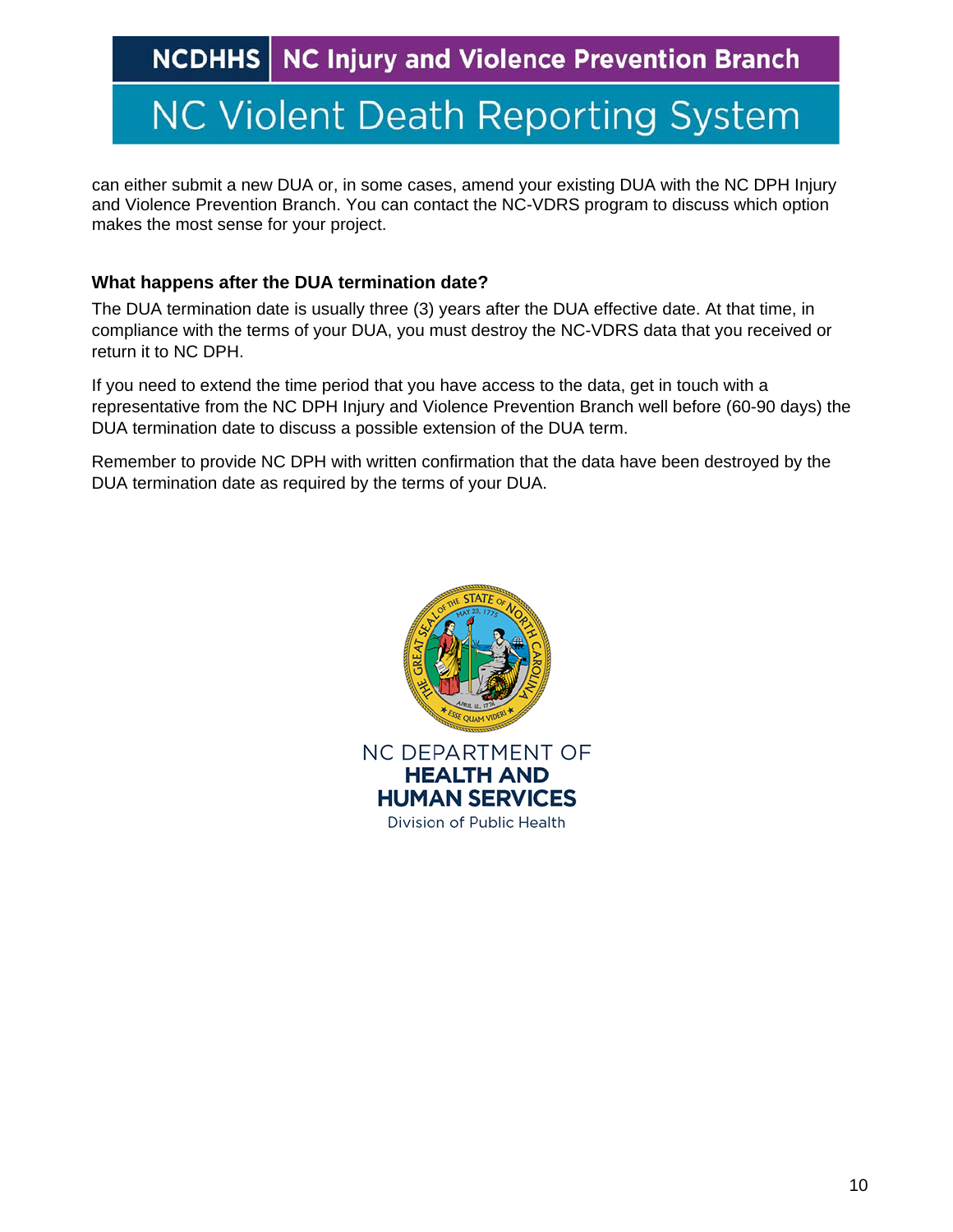can either submit a new DUA or, in some cases, amend your existing DUA with the NC DPH Injury and Violence Prevention Branch. You can contact the NC-VDRS program to discuss which option makes the most sense for your project.

### What happens after the DUA termination date?

The DUA termination date is usually three (3) years after the DUA effective date. At that time, in compliance with the terms of your DUA, you must destroy the NC-VDRS data that you received or return it to NC DPH.

If you need to extend the time period that you have access to the data, get in touch with a representative from the NC DPH Injury and Violence Prevention Branch well before (60-90 days) the DUA termination date to discuss a possible extension of the DUA term.

Remember to provide NC DPH with written confirmation that the data have been destroyed by the DUA termination date as required by the terms of your DUA.

NC DEPARTMENT OF
**HEALTH AND HUMAN SERVICES**
Division of Public Health